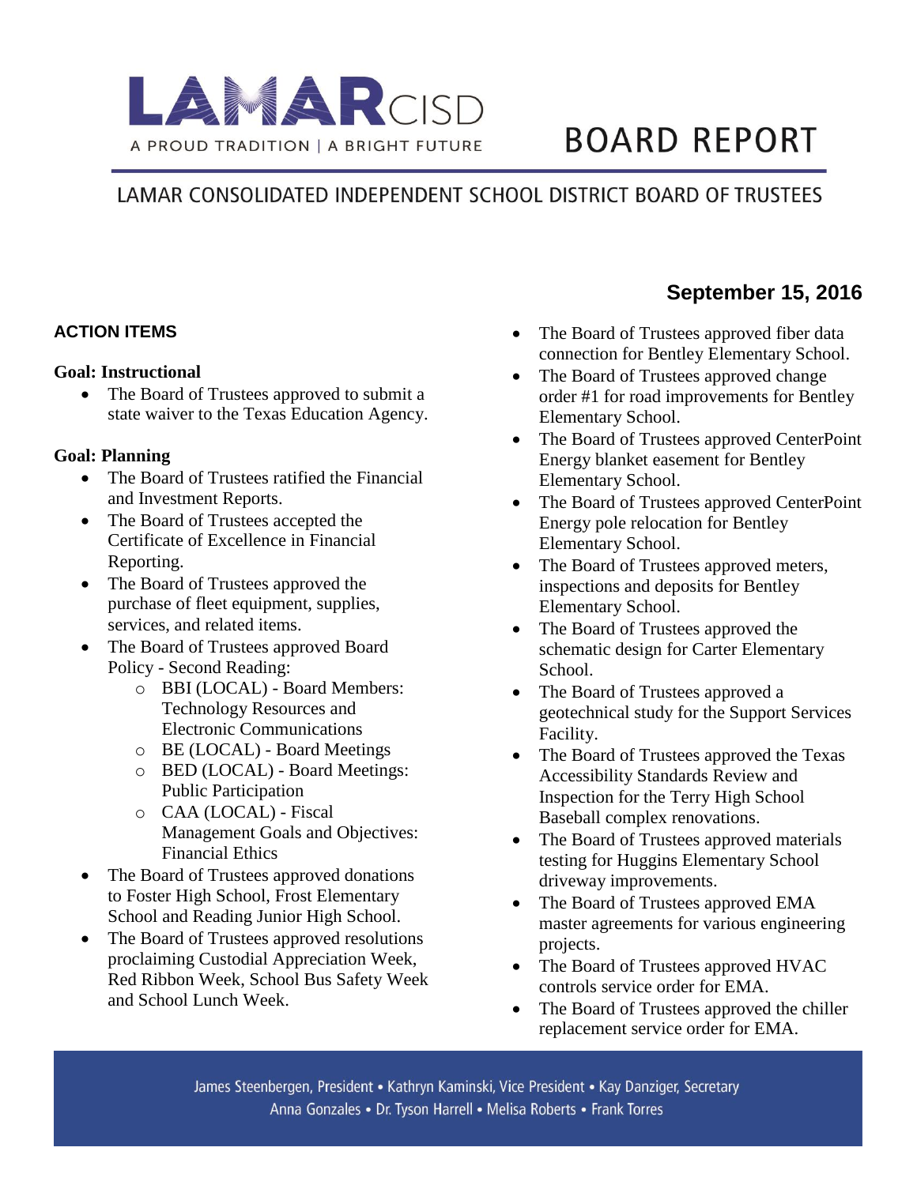# LAMAR CISD

A PROUD TRADITION | A BRIGHT FUTURE

# BOARD REPORT

LAMAR CONSOLIDATED INDEPENDENT SCHOOL DISTRICT BOARD OF TRUSTEES

**September 15, 2016**

## ACTION ITEMS

### Goal: Instructional

- The Board of Trustees approved to submit a state waiver to the Texas Education Agency.

### Goal: Planning

- The Board of Trustees ratified the Financial and Investment Reports.
- The Board of Trustees accepted the Certificate of Excellence in Financial Reporting.
- The Board of Trustees approved the purchase of fleet equipment, supplies, services, and related items.
- The Board of Trustees approved Board Policy - Second Reading:
  - BBI (LOCAL) - Board Members: Technology Resources and Electronic Communications
  - BE (LOCAL) - Board Meetings
  - BED (LOCAL) - Board Meetings: Public Participation
  - CAA (LOCAL) - Fiscal Management Goals and Objectives: Financial Ethics
- The Board of Trustees approved donations to Foster High School, Frost Elementary School and Reading Junior High School.
- The Board of Trustees approved resolutions proclaiming Custodial Appreciation Week, Red Ribbon Week, School Bus Safety Week and School Lunch Week.
- The Board of Trustees approved fiber data connection for Bentley Elementary School.
- The Board of Trustees approved change order #1 for road improvements for Bentley Elementary School.
- The Board of Trustees approved CenterPoint Energy blanket easement for Bentley Elementary School.
- The Board of Trustees approved CenterPoint Energy pole relocation for Bentley Elementary School.
- The Board of Trustees approved meters, inspections and deposits for Bentley Elementary School.
- The Board of Trustees approved the schematic design for Carter Elementary School.
- The Board of Trustees approved a geotechnical study for the Support Services Facility.
- The Board of Trustees approved the Texas Accessibility Standards Review and Inspection for the Terry High School Baseball complex renovations.
- The Board of Trustees approved materials testing for Huggins Elementary School driveway improvements.
- The Board of Trustees approved EMA master agreements for various engineering projects.
- The Board of Trustees approved HVAC controls service order for EMA.
- The Board of Trustees approved the chiller replacement service order for EMA.

James Steenbergen, President • Kathryn Kaminski, Vice President • Kay Danziger, Secretary
Anna Gonzales • Dr. Tyson Harrell • Melisa Roberts • Frank Torres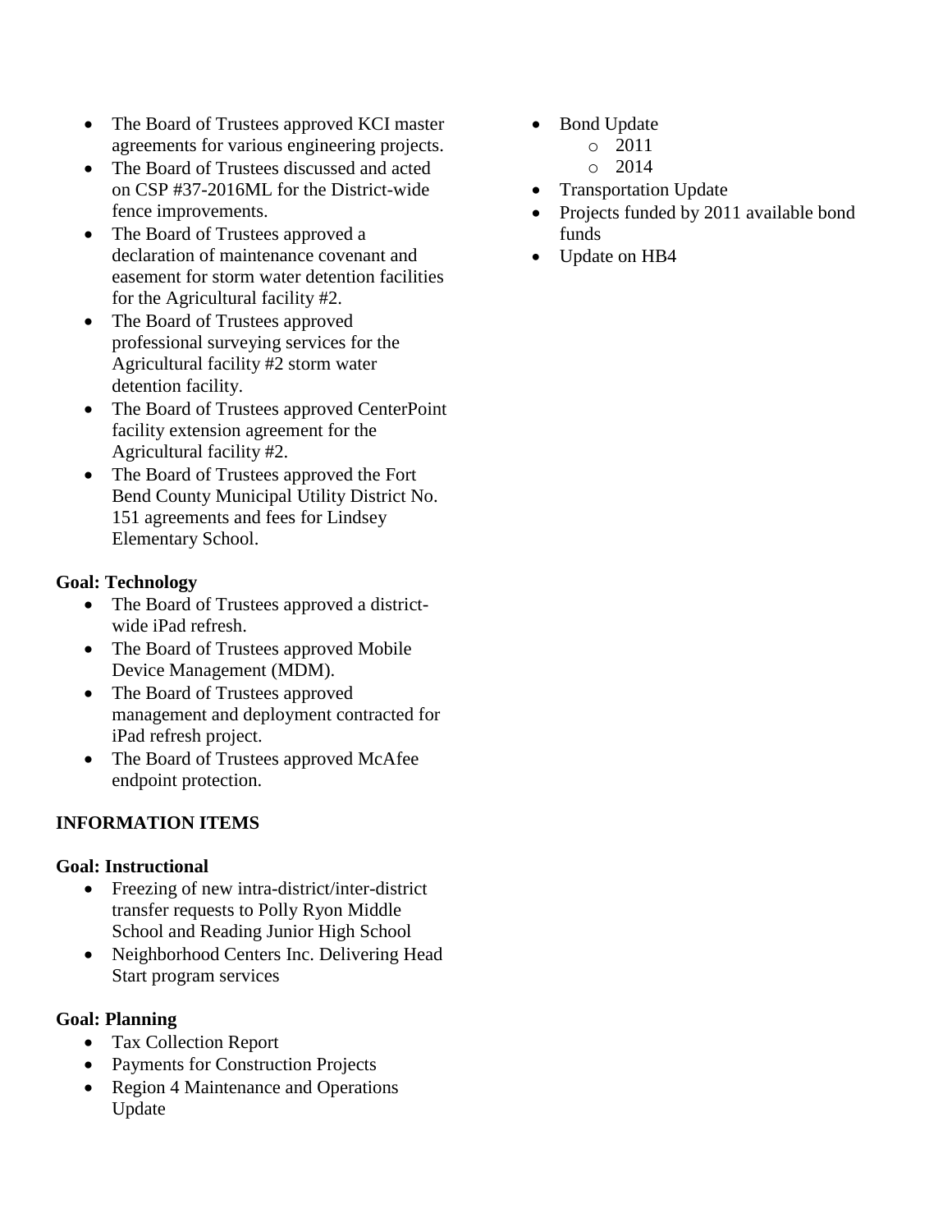- The Board of Trustees approved KCI master agreements for various engineering projects.
- The Board of Trustees discussed and acted on CSP #37-2016ML for the District-wide fence improvements.
- The Board of Trustees approved a declaration of maintenance covenant and easement for storm water detention facilities for the Agricultural facility #2.
- The Board of Trustees approved professional surveying services for the Agricultural facility #2 storm water detention facility.
- The Board of Trustees approved CenterPoint facility extension agreement for the Agricultural facility #2.
- The Board of Trustees approved the Fort Bend County Municipal Utility District No. 151 agreements and fees for Lindsey Elementary School.

**Goal: Technology**

- The Board of Trustees approved a district-wide iPad refresh.
- The Board of Trustees approved Mobile Device Management (MDM).
- The Board of Trustees approved management and deployment contracted for iPad refresh project.
- The Board of Trustees approved McAfee endpoint protection.

**INFORMATION ITEMS**

**Goal: Instructional**

- Freezing of new intra-district/inter-district transfer requests to Polly Ryon Middle School and Reading Junior High School
- Neighborhood Centers Inc. Delivering Head Start program services

**Goal: Planning**

- Tax Collection Report
- Payments for Construction Projects
- Region 4 Maintenance and Operations Update
- Bond Update
  - 2011
  - 2014
- Transportation Update
- Projects funded by 2011 available bond funds
- Update on HB4